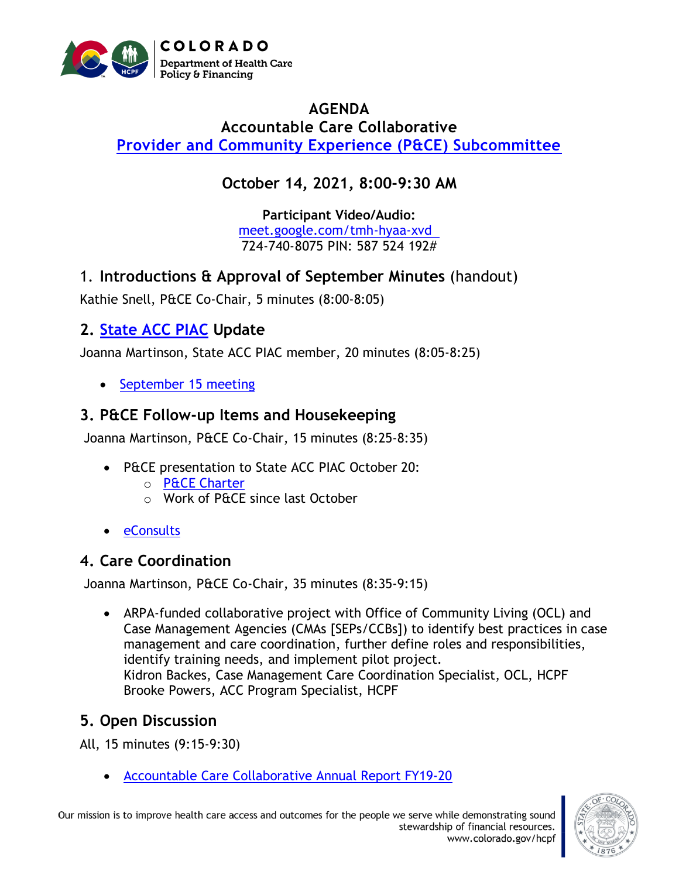COLORADO
Department of Health Care Policy & Financing

# AGENDA

## Accountable Care Collaborative

## Provider and Community Experience (P&CE) Subcommittee

### October 14, 2021, 8:00-9:30 AM

**Participant Video/Audio:**
meet.google.com/tmh-hyaa-xvd
724-740-8075 PIN: 587 524 192#

### 1. Introductions & Approval of September Minutes (handout)

Kathie Snell, P&CE Co-Chair, 5 minutes (8:00-8:05)

### 2. State ACC PIAC Update

Joanna Martinson, State ACC PIAC member, 20 minutes (8:05-8:25)

- September 15 meeting

### 3. P&CE Follow-up Items and Housekeeping

Joanna Martinson, P&CE Co-Chair, 15 minutes (8:25-8:35)

- P&CE presentation to State ACC PIAC October 20:
  - P&CE Charter
  - Work of P&CE since last October
- eConsults

### 4. Care Coordination

Joanna Martinson, P&CE Co-Chair, 35 minutes (8:35-9:15)

- ARPA-funded collaborative project with Office of Community Living (OCL) and Case Management Agencies (CMAs [SEPs/CCBs]) to identify best practices in case management and care coordination, further define roles and responsibilities, identify training needs, and implement pilot project.
  Kidron Backes, Case Management Care Coordination Specialist, OCL, HCPF
  Brooke Powers, ACC Program Specialist, HCPF

### 5. Open Discussion

All, 15 minutes (9:15-9:30)

- Accountable Care Collaborative Annual Report FY19-20

Our mission is to improve health care access and outcomes for the people we serve while demonstrating sound stewardship of financial resources.
www.colorado.gov/hcpf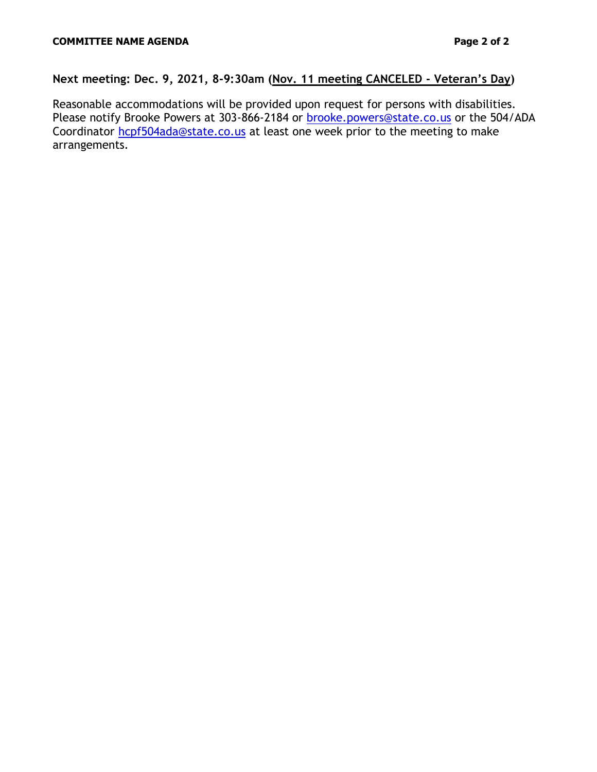**Next meeting: Dec. 9, 2021, 8-9:30am (Nov. 11 meeting CANCELED - Veteran's Day)**

Reasonable accommodations will be provided upon request for persons with disabilities. Please notify Brooke Powers at 303-866-2184 or brooke.powers@state.co.us or the 504/ADA Coordinator hcpf504ada@state.co.us at least one week prior to the meeting to make arrangements.